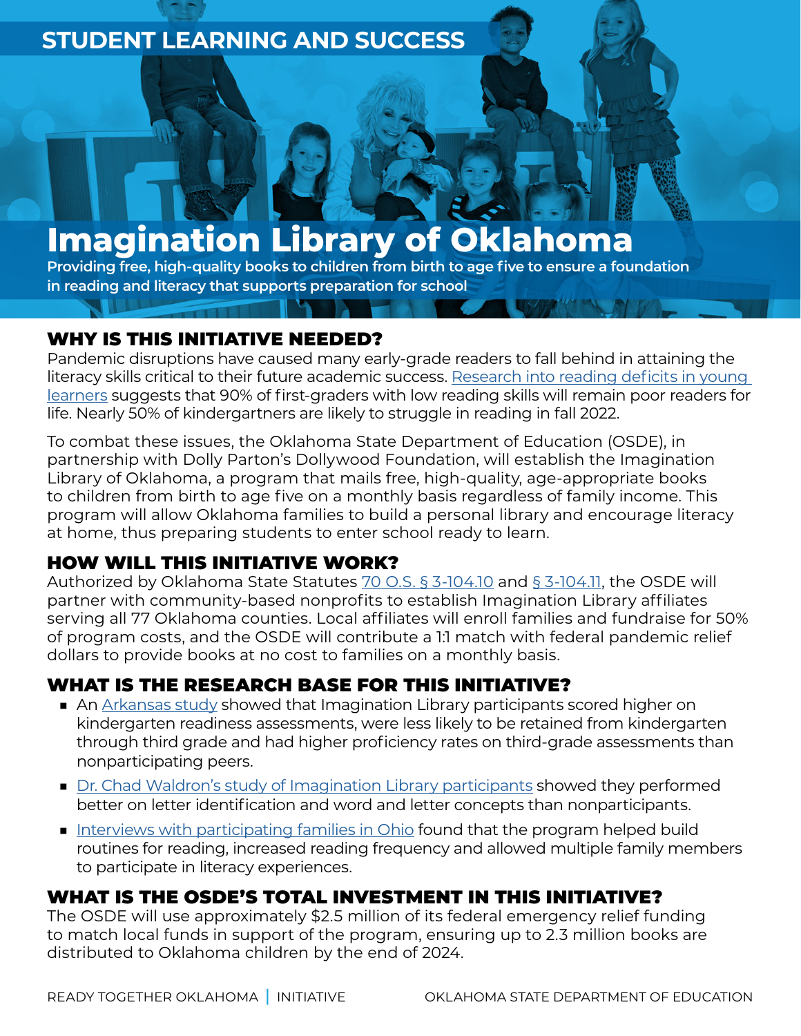STUDENT LEARNING AND SUCCESS

# Imagination Library of Oklahoma

**Providing free, high-quality books to children from birth to age five to ensure a foundation in reading and literacy that supports preparation for school**

## WHY IS THIS INITIATIVE NEEDED?

Pandemic disruptions have caused many early-grade readers to fall behind in attaining the literacy skills critical to their future academic success. Research into reading deficits in young learners suggests that 90% of first-graders with low reading skills will remain poor readers for life. Nearly 50% of kindergartners are likely to struggle in reading in fall 2022.

To combat these issues, the Oklahoma State Department of Education (OSDE), in partnership with Dolly Parton's Dollywood Foundation, will establish the Imagination Library of Oklahoma, a program that mails free, high-quality, age-appropriate books to children from birth to age five on a monthly basis regardless of family income. This program will allow Oklahoma families to build a personal library and encourage literacy at home, thus preparing students to enter school ready to learn.

## HOW WILL THIS INITIATIVE WORK?

Authorized by Oklahoma State Statutes 70 O.S. § 3-104.10 and § 3-104.11, the OSDE will partner with community-based nonprofits to establish Imagination Library affiliates serving all 77 Oklahoma counties. Local affiliates will enroll families and fundraise for 50% of program costs, and the OSDE will contribute a 1:1 match with federal pandemic relief dollars to provide books at no cost to families on a monthly basis.

## WHAT IS THE RESEARCH BASE FOR THIS INITIATIVE?

- An Arkansas study showed that Imagination Library participants scored higher on kindergarten readiness assessments, were less likely to be retained from kindergarten through third grade and had higher proficiency rates on third-grade assessments than nonparticipating peers.
- Dr. Chad Waldron's study of Imagination Library participants showed they performed better on letter identification and word and letter concepts than nonparticipants.
- Interviews with participating families in Ohio found that the program helped build routines for reading, increased reading frequency and allowed multiple family members to participate in literacy experiences.

## WHAT IS THE OSDE'S TOTAL INVESTMENT IN THIS INITIATIVE?

The OSDE will use approximately $2.5 million of its federal emergency relief funding to match local funds in support of the program, ensuring up to 2.3 million books are distributed to Oklahoma children by the end of 2024.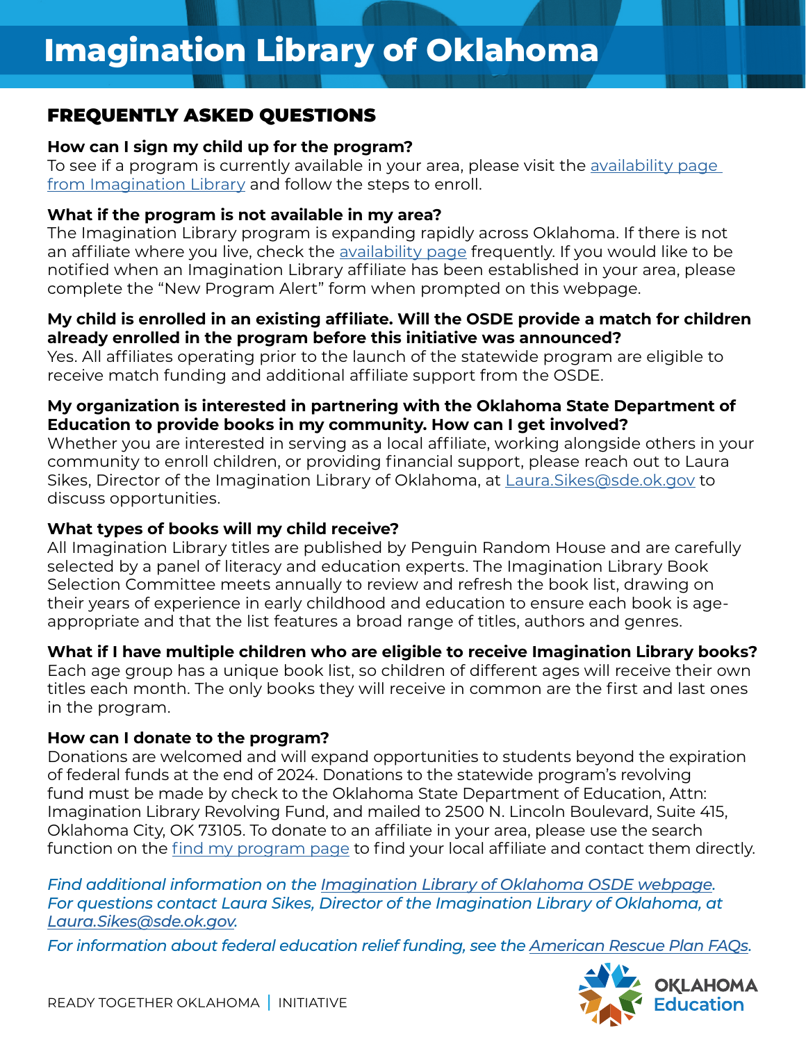# Imagination Library of Oklahoma

## FREQUENTLY ASKED QUESTIONS

**How can I sign my child up for the program?**
To see if a program is currently available in your area, please visit the availability page from Imagination Library and follow the steps to enroll.

**What if the program is not available in my area?**
The Imagination Library program is expanding rapidly across Oklahoma. If there is not an affiliate where you live, check the availability page frequently. If you would like to be notified when an Imagination Library affiliate has been established in your area, please complete the "New Program Alert" form when prompted on this webpage.

**My child is enrolled in an existing affiliate. Will the OSDE provide a match for children already enrolled in the program before this initiative was announced?**
Yes. All affiliates operating prior to the launch of the statewide program are eligible to receive match funding and additional affiliate support from the OSDE.

**My organization is interested in partnering with the Oklahoma State Department of Education to provide books in my community. How can I get involved?**
Whether you are interested in serving as a local affiliate, working alongside others in your community to enroll children, or providing financial support, please reach out to Laura Sikes, Director of the Imagination Library of Oklahoma, at Laura.Sikes@sde.ok.gov to discuss opportunities.

**What types of books will my child receive?**
All Imagination Library titles are published by Penguin Random House and are carefully selected by a panel of literacy and education experts. The Imagination Library Book Selection Committee meets annually to review and refresh the book list, drawing on their years of experience in early childhood and education to ensure each book is age-appropriate and that the list features a broad range of titles, authors and genres.

**What if I have multiple children who are eligible to receive Imagination Library books?**
Each age group has a unique book list, so children of different ages will receive their own titles each month. The only books they will receive in common are the first and last ones in the program.

**How can I donate to the program?**
Donations are welcomed and will expand opportunities to students beyond the expiration of federal funds at the end of 2024. Donations to the statewide program's revolving fund must be made by check to the Oklahoma State Department of Education, Attn: Imagination Library Revolving Fund, and mailed to 2500 N. Lincoln Boulevard, Suite 415, Oklahoma City, OK 73105. To donate to an affiliate in your area, please use the search function on the find my program page to find your local affiliate and contact them directly.

*Find additional information on the Imagination Library of Oklahoma OSDE webpage. For questions contact Laura Sikes, Director of the Imagination Library of Oklahoma, at Laura.Sikes@sde.ok.gov.*

*For information about federal education relief funding, see the American Rescue Plan FAQs.*

READY TOGETHER OKLAHOMA | INITIATIVE

OKLAHOMA Education